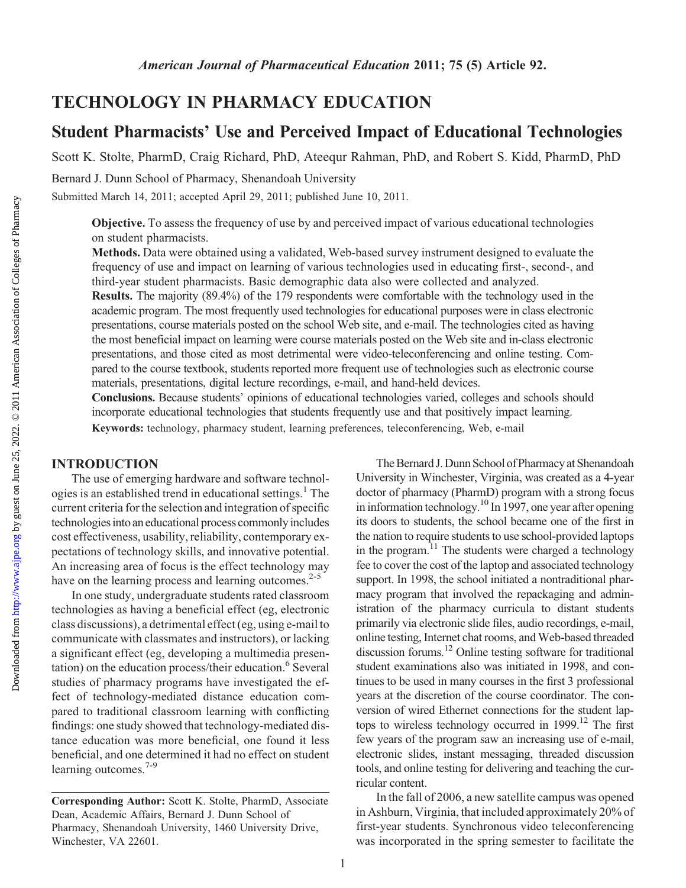# TECHNOLOGY IN PHARMACY EDUCATION

## Student Pharmacists' Use and Perceived Impact of Educational Technologies

Scott K. Stolte, PharmD, Craig Richard, PhD, Ateequr Rahman, PhD, and Robert S. Kidd, PharmD, PhD

Bernard J. Dunn School of Pharmacy, Shenandoah University

Submitted March 14, 2011; accepted April 29, 2011; published June 10, 2011.

**Objective.** To assess the frequency of use by and perceived impact of various educational technologies on student pharmacists.

**Methods.** Data were obtained using a validated, Web-based survey instrument designed to evaluate the frequency of use and impact on learning of various technologies used in educating first-, second-, and third-year student pharmacists. Basic demographic data also were collected and analyzed.

**Results.** The majority (89.4%) of the 179 respondents were comfortable with the technology used in the academic program. The most frequently used technologies for educational purposes were in class electronic presentations, course materials posted on the school Web site, and e-mail. The technologies cited as having the most beneficial impact on learning were course materials posted on the Web site and in-class electronic presentations, and those cited as most detrimental were video-teleconferencing and online testing. Compared to the course textbook, students reported more frequent use of technologies such as electronic course materials, presentations, digital lecture recordings, e-mail, and hand-held devices.

**Conclusions.** Because students' opinions of educational technologies varied, colleges and schools should incorporate educational technologies that students frequently use and that positively impact learning.

**Keywords:** technology, pharmacy student, learning preferences, teleconferencing, Web, e-mail

## INTRODUCTION

The use of emerging hardware and software technologies is an established trend in educational settings.[1] The current criteria for the selection and integration of specific technologies into an educational process commonly includes cost effectiveness, usability, reliability, contemporary expectations of technology skills, and innovative potential. An increasing area of focus is the effect technology may have on the learning process and learning outcomes.[2-5]

In one study, undergraduate students rated classroom technologies as having a beneficial effect (eg, electronic class discussions), a detrimental effect (eg, using e-mail to communicate with classmates and instructors), or lacking a significant effect (eg, developing a multimedia presentation) on the education process/their education.[6] Several studies of pharmacy programs have investigated the effect of technology-mediated distance education compared to traditional classroom learning with conflicting findings: one study showed that technology-mediated distance education was more beneficial, one found it less beneficial, and one determined it had no effect on student learning outcomes.[7-9]

The Bernard J. Dunn School of Pharmacy at Shenandoah University in Winchester, Virginia, was created as a 4-year doctor of pharmacy (PharmD) program with a strong focus in information technology.[10] In 1997, one year after opening its doors to students, the school became one of the first in the nation to require students to use school-provided laptops in the program.[11] The students were charged a technology fee to cover the cost of the laptop and associated technology support. In 1998, the school initiated a nontraditional pharmacy program that involved the repackaging and administration of the pharmacy curricula to distant students primarily via electronic slide files, audio recordings, e-mail, online testing, Internet chat rooms, and Web-based threaded discussion forums.[12] Online testing software for traditional student examinations also was initiated in 1998, and continues to be used in many courses in the first 3 professional years at the discretion of the course coordinator. The conversion of wired Ethernet connections for the student laptops to wireless technology occurred in 1999.[12] The first few years of the program saw an increasing use of e-mail, electronic slides, instant messaging, threaded discussion tools, and online testing for delivering and teaching the curricular content.

In the fall of 2006, a new satellite campus was opened in Ashburn, Virginia, that included approximately 20% of first-year students. Synchronous video teleconferencing was incorporated in the spring semester to facilitate the

**Corresponding Author:** Scott K. Stolte, PharmD, Associate Dean, Academic Affairs, Bernard J. Dunn School of Pharmacy, Shenandoah University, 1460 University Drive, Winchester, VA 22601.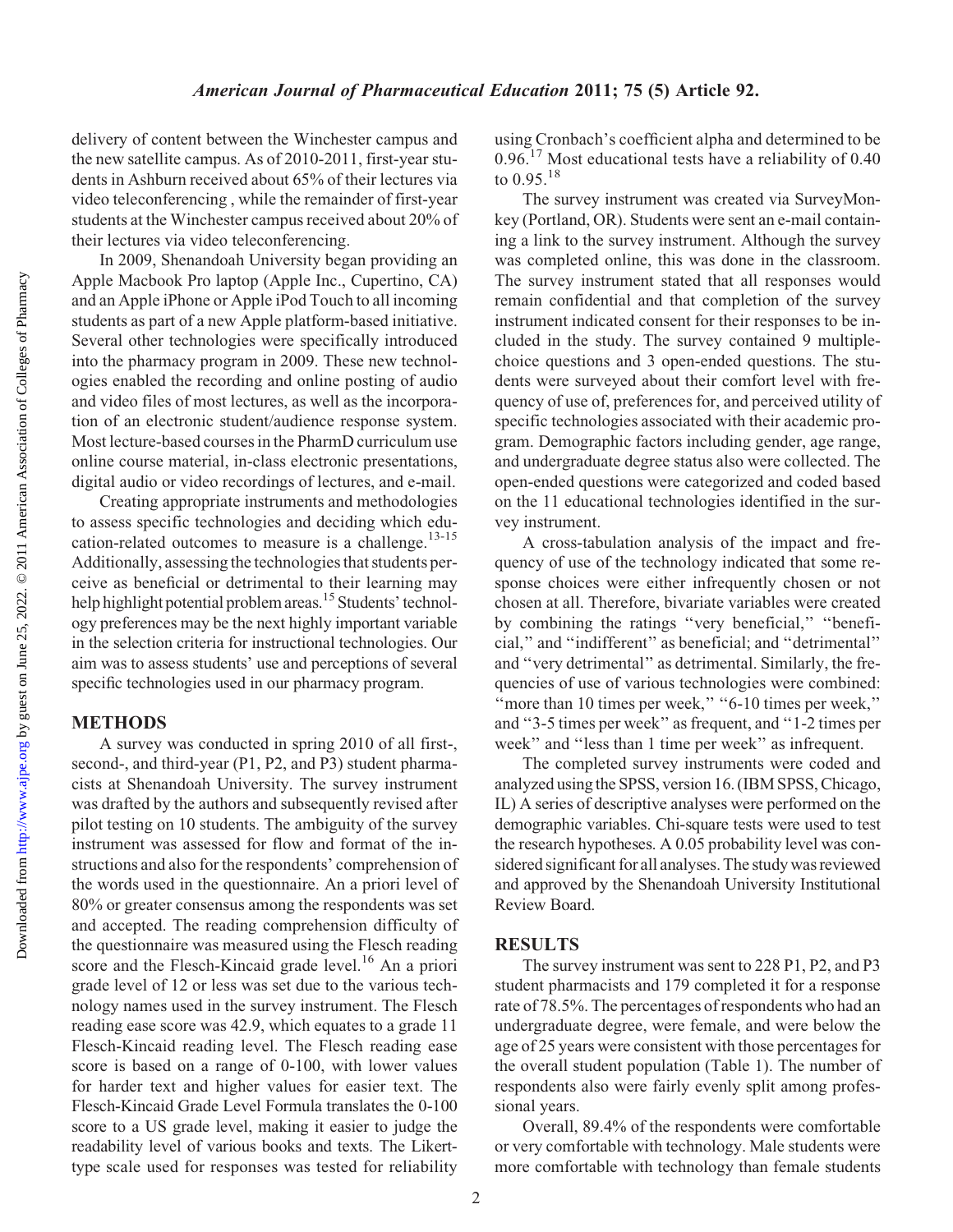delivery of content between the Winchester campus and the new satellite campus. As of 2010-2011, first-year students in Ashburn received about 65% of their lectures via video teleconferencing , while the remainder of first-year students at the Winchester campus received about 20% of their lectures via video teleconferencing.

In 2009, Shenandoah University began providing an Apple Macbook Pro laptop (Apple Inc., Cupertino, CA) and an Apple iPhone or Apple iPod Touch to all incoming students as part of a new Apple platform-based initiative. Several other technologies were specifically introduced into the pharmacy program in 2009. These new technologies enabled the recording and online posting of audio and video files of most lectures, as well as the incorporation of an electronic student/audience response system. Most lecture-based courses in the PharmD curriculum use online course material, in-class electronic presentations, digital audio or video recordings of lectures, and e-mail.

Creating appropriate instruments and methodologies to assess specific technologies and deciding which education-related outcomes to measure is a challenge.[13-15] Additionally, assessing the technologies that students perceive as beneficial or detrimental to their learning may help highlight potential problem areas.[15] Students' technology preferences may be the next highly important variable in the selection criteria for instructional technologies. Our aim was to assess students' use and perceptions of several specific technologies used in our pharmacy program.

## METHODS

A survey was conducted in spring 2010 of all first-, second-, and third-year (P1, P2, and P3) student pharmacists at Shenandoah University. The survey instrument was drafted by the authors and subsequently revised after pilot testing on 10 students. The ambiguity of the survey instrument was assessed for flow and format of the instructions and also for the respondents' comprehension of the words used in the questionnaire. An a priori level of 80% or greater consensus among the respondents was set and accepted. The reading comprehension difficulty of the questionnaire was measured using the Flesch reading score and the Flesch-Kincaid grade level.[16] An a priori grade level of 12 or less was set due to the various technology names used in the survey instrument. The Flesch reading ease score was 42.9, which equates to a grade 11 Flesch-Kincaid reading level. The Flesch reading ease score is based on a range of 0-100, with lower values for harder text and higher values for easier text. The Flesch-Kincaid Grade Level Formula translates the 0-100 score to a US grade level, making it easier to judge the readability level of various books and texts. The Likert-type scale used for responses was tested for reliability using Cronbach's coefficient alpha and determined to be 0.96.[17] Most educational tests have a reliability of 0.40 to 0.95.[18]

The survey instrument was created via SurveyMonkey (Portland, OR). Students were sent an e-mail containing a link to the survey instrument. Although the survey was completed online, this was done in the classroom. The survey instrument stated that all responses would remain confidential and that completion of the survey instrument indicated consent for their responses to be included in the study. The survey contained 9 multiple-choice questions and 3 open-ended questions. The students were surveyed about their comfort level with frequency of use of, preferences for, and perceived utility of specific technologies associated with their academic program. Demographic factors including gender, age range, and undergraduate degree status also were collected. The open-ended questions were categorized and coded based on the 11 educational technologies identified in the survey instrument.

A cross-tabulation analysis of the impact and frequency of use of the technology indicated that some response choices were either infrequently chosen or not chosen at all. Therefore, bivariate variables were created by combining the ratings "very beneficial," "beneficial," and "indifferent" as beneficial; and "detrimental" and "very detrimental" as detrimental. Similarly, the frequencies of use of various technologies were combined: "more than 10 times per week," "6-10 times per week," and "3-5 times per week" as frequent, and "1-2 times per week" and "less than 1 time per week" as infrequent.

The completed survey instruments were coded and analyzed using the SPSS, version 16. (IBM SPSS, Chicago, IL) A series of descriptive analyses were performed on the demographic variables. Chi-square tests were used to test the research hypotheses. A 0.05 probability level was considered significant for all analyses. The study was reviewed and approved by the Shenandoah University Institutional Review Board.

## RESULTS

The survey instrument was sent to 228 P1, P2, and P3 student pharmacists and 179 completed it for a response rate of 78.5%. The percentages of respondents who had an undergraduate degree, were female, and were below the age of 25 years were consistent with those percentages for the overall student population (Table 1). The number of respondents also were fairly evenly split among professional years.

Overall, 89.4% of the respondents were comfortable or very comfortable with technology. Male students were more comfortable with technology than female students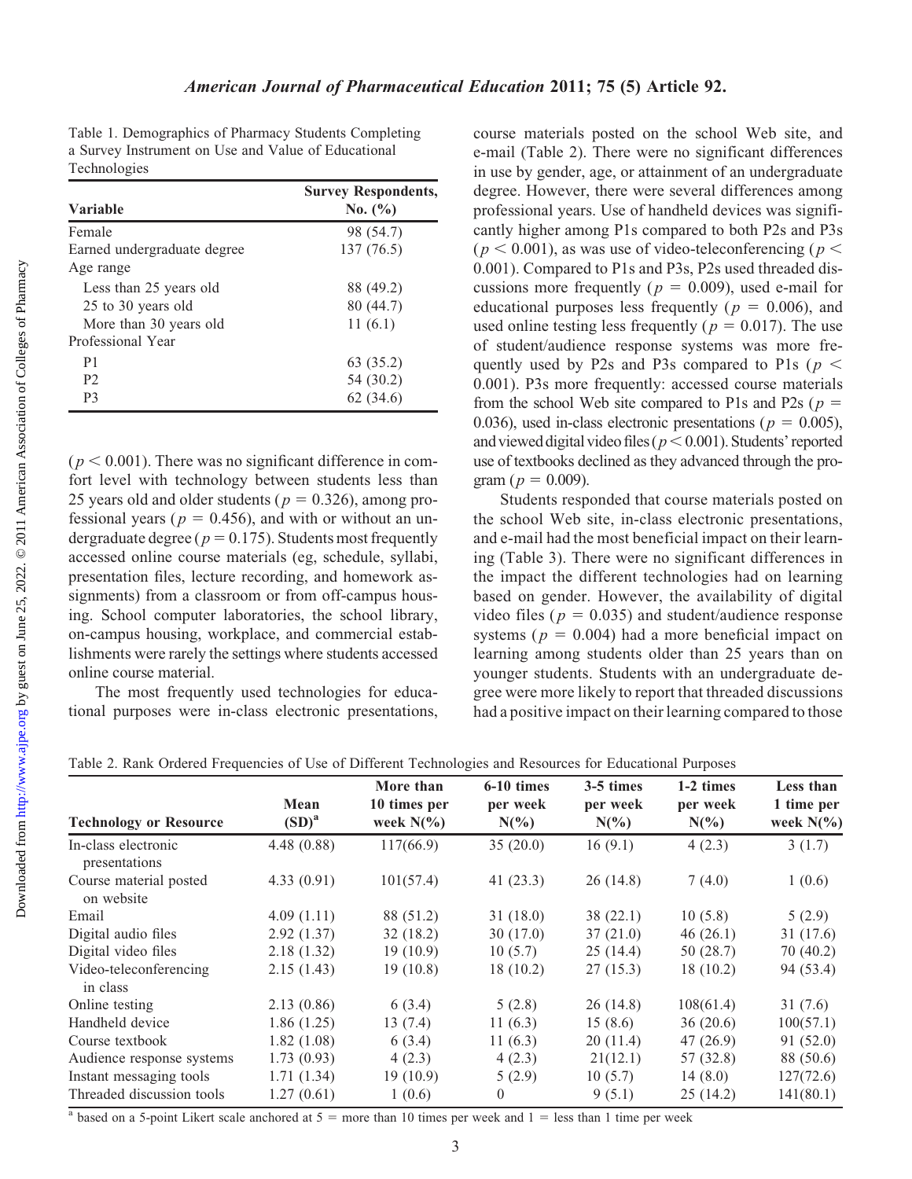Table 1. Demographics of Pharmacy Students Completing a Survey Instrument on Use and Value of Educational Technologies

| Variable | Survey Respondents, No. (%) |
|---|---|
| Female | 98 (54.7) |
| Earned undergraduate degree | 137 (76.5) |
| Age range | |
| Less than 25 years old | 88 (49.2) |
| 25 to 30 years old | 80 (44.7) |
| More than 30 years old | 11 (6.1) |
| Professional Year | |
| P1 | 63 (35.2) |
| P2 | 54 (30.2) |
| P3 | 62 (34.6) |

($p < 0.001$). There was no significant difference in comfort level with technology between students less than 25 years old and older students ($p = 0.326$), among professional years ($p = 0.456$), and with or without an undergraduate degree ($p = 0.175$). Students most frequently accessed online course materials (eg, schedule, syllabi, presentation files, lecture recording, and homework assignments) from a classroom or from off-campus housing. School computer laboratories, the school library, on-campus housing, workplace, and commercial establishments were rarely the settings where students accessed online course material.

The most frequently used technologies for educational purposes were in-class electronic presentations, course materials posted on the school Web site, and e-mail (Table 2). There were no significant differences in use by gender, age, or attainment of an undergraduate degree. However, there were several differences among professional years. Use of handheld devices was significantly higher among P1s compared to both P2s and P3s ($p < 0.001$), as was use of video-teleconferencing ($p < 0.001$). Compared to P1s and P3s, P2s used threaded discussions more frequently ($p = 0.009$), used e-mail for educational purposes less frequently ($p = 0.006$), and used online testing less frequently ($p = 0.017$). The use of student/audience response systems was more frequently used by P2s and P3s compared to P1s ($p < 0.001$). P3s more frequently: accessed course materials from the school Web site compared to P1s and P2s ($p = 0.036$), used in-class electronic presentations ($p = 0.005$), and viewed digital video files ($p < 0.001$). Students' reported use of textbooks declined as they advanced through the program ($p = 0.009$).

Students responded that course materials posted on the school Web site, in-class electronic presentations, and e-mail had the most beneficial impact on their learning (Table 3). There were no significant differences in the impact the different technologies had on learning based on gender. However, the availability of digital video files ($p = 0.035$) and student/audience response systems ($p = 0.004$) had a more beneficial impact on learning among students older than 25 years than on younger students. Students with an undergraduate degree were more likely to report that threaded discussions had a positive impact on their learning compared to those

Table 2. Rank Ordered Frequencies of Use of Different Technologies and Resources for Educational Purposes

| Technology or Resource | Mean (SD)[a] | More than 10 times per week N(%) | 6-10 times per week N(%) | 3-5 times per week N(%) | 1-2 times per week N(%) | Less than 1 time per week N(%) |
|---|---|---|---|---|---|---|
| In-class electronic presentations | 4.48 (0.88) | 117(66.9) | 35 (20.0) | 16 (9.1) | 4 (2.3) | 3 (1.7) |
| Course material posted on website | 4.33 (0.91) | 101(57.4) | 41 (23.3) | 26 (14.8) | 7 (4.0) | 1 (0.6) |
| Email | 4.09 (1.11) | 88 (51.2) | 31 (18.0) | 38 (22.1) | 10 (5.8) | 5 (2.9) |
| Digital audio files | 2.92 (1.37) | 32 (18.2) | 30 (17.0) | 37 (21.0) | 46 (26.1) | 31 (17.6) |
| Digital video files | 2.18 (1.32) | 19 (10.9) | 10 (5.7) | 25 (14.4) | 50 (28.7) | 70 (40.2) |
| Video-teleconferencing in class | 2.15 (1.43) | 19 (10.8) | 18 (10.2) | 27 (15.3) | 18 (10.2) | 94 (53.4) |
| Online testing | 2.13 (0.86) | 6 (3.4) | 5 (2.8) | 26 (14.8) | 108(61.4) | 31 (7.6) |
| Handheld device | 1.86 (1.25) | 13 (7.4) | 11 (6.3) | 15 (8.6) | 36 (20.6) | 100(57.1) |
| Course textbook | 1.82 (1.08) | 6 (3.4) | 11 (6.3) | 20 (11.4) | 47 (26.9) | 91 (52.0) |
| Audience response systems | 1.73 (0.93) | 4 (2.3) | 4 (2.3) | 21(12.1) | 57 (32.8) | 88 (50.6) |
| Instant messaging tools | 1.71 (1.34) | 19 (10.9) | 5 (2.9) | 10 (5.7) | 14 (8.0) | 127(72.6) |
| Threaded discussion tools | 1.27 (0.61) | 1 (0.6) | 0 | 9 (5.1) | 25 (14.2) | 141(80.1) |

[a] based on a 5-point Likert scale anchored at 5 = more than 10 times per week and 1 = less than 1 time per week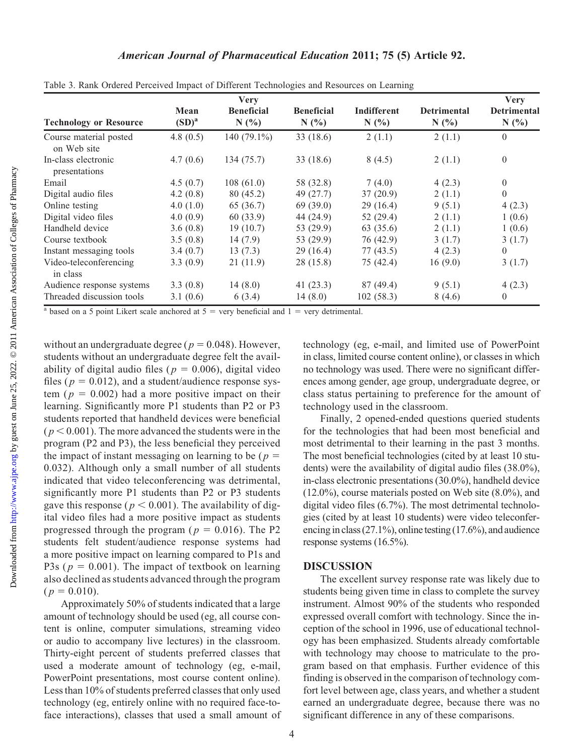Table 3. Rank Ordered Perceived Impact of Different Technologies and Resources on Learning

| Technology or Resource | Mean (SD)[a] | Very Beneficial N (%) | Beneficial N (%) | Indifferent N (%) | Detrimental N (%) | Very Detrimental N (%) |
|---|---|---|---|---|---|---|
| Course material posted on Web site | 4.8 (0.5) | 140 (79.1%) | 33 (18.6) | 2 (1.1) | 2 (1.1) | 0 |
| In-class electronic presentations | 4.7 (0.6) | 134 (75.7) | 33 (18.6) | 8 (4.5) | 2 (1.1) | 0 |
| Email | 4.5 (0.7) | 108 (61.0) | 58 (32.8) | 7 (4.0) | 4 (2.3) | 0 |
| Digital audio files | 4.2 (0.8) | 80 (45.2) | 49 (27.7) | 37 (20.9) | 2 (1.1) | 0 |
| Online testing | 4.0 (1.0) | 65 (36.7) | 69 (39.0) | 29 (16.4) | 9 (5.1) | 4 (2.3) |
| Digital video files | 4.0 (0.9) | 60 (33.9) | 44 (24.9) | 52 (29.4) | 2 (1.1) | 1 (0.6) |
| Handheld device | 3.6 (0.8) | 19 (10.7) | 53 (29.9) | 63 (35.6) | 2 (1.1) | 1 (0.6) |
| Course textbook | 3.5 (0.8) | 14 (7.9) | 53 (29.9) | 76 (42.9) | 3 (1.7) | 3 (1.7) |
| Instant messaging tools | 3.4 (0.7) | 13 (7.3) | 29 (16.4) | 77 (43.5) | 4 (2.3) | 0 |
| Video-teleconferencing in class | 3.3 (0.9) | 21 (11.9) | 28 (15.8) | 75 (42.4) | 16 (9.0) | 3 (1.7) |
| Audience response systems | 3.3 (0.8) | 14 (8.0) | 41 (23.3) | 87 (49.4) | 9 (5.1) | 4 (2.3) |
| Threaded discussion tools | 3.1 (0.6) | 6 (3.4) | 14 (8.0) | 102 (58.3) | 8 (4.6) | 0 |

[a] based on a 5 point Likert scale anchored at 5 = very beneficial and 1 = very detrimental.

without an undergraduate degree ($p = 0.048$). However, students without an undergraduate degree felt the availability of digital audio files ($p = 0.006$), digital video files ($p = 0.012$), and a student/audience response system ($p = 0.002$) had a more positive impact on their learning. Significantly more P1 students than P2 or P3 students reported that handheld devices were beneficial ($p < 0.001$). The more advanced the students were in the program (P2 and P3), the less beneficial they perceived the impact of instant messaging on learning to be ($p = 0.032$). Although only a small number of all students indicated that video teleconferencing was detrimental, significantly more P1 students than P2 or P3 students gave this response ($p < 0.001$). The availability of digital video files had a more positive impact as students progressed through the program ($p = 0.016$). The P2 students felt student/audience response systems had a more positive impact on learning compared to P1s and P3s ($p = 0.001$). The impact of textbook on learning also declined as students advanced through the program ($p = 0.010$).

Approximately 50% of students indicated that a large amount of technology should be used (eg, all course content is online, computer simulations, streaming video or audio to accompany live lectures) in the classroom. Thirty-eight percent of students preferred classes that used a moderate amount of technology (eg, e-mail, PowerPoint presentations, most course content online). Less than 10% of students preferred classes that only used technology (eg, entirely online with no required face-to-face interactions), classes that used a small amount of technology (eg, e-mail, and limited use of PowerPoint in class, limited course content online), or classes in which no technology was used. There were no significant differences among gender, age group, undergraduate degree, or class status pertaining to preference for the amount of technology used in the classroom.

Finally, 2 opened-ended questions queried students for the technologies that had been most beneficial and most detrimental to their learning in the past 3 months. The most beneficial technologies (cited by at least 10 students) were the availability of digital audio files (38.0%), in-class electronic presentations (30.0%), handheld device (12.0%), course materials posted on Web site (8.0%), and digital video files (6.7%). The most detrimental technologies (cited by at least 10 students) were video teleconferencing in class (27.1%), online testing (17.6%), and audience response systems (16.5%).

## DISCUSSION

The excellent survey response rate was likely due to students being given time in class to complete the survey instrument. Almost 90% of the students who responded expressed overall comfort with technology. Since the inception of the school in 1996, use of educational technology has been emphasized. Students already comfortable with technology may choose to matriculate to the program based on that emphasis. Further evidence of this finding is observed in the comparison of technology comfort level between age, class years, and whether a student earned an undergraduate degree, because there was no significant difference in any of these comparisons.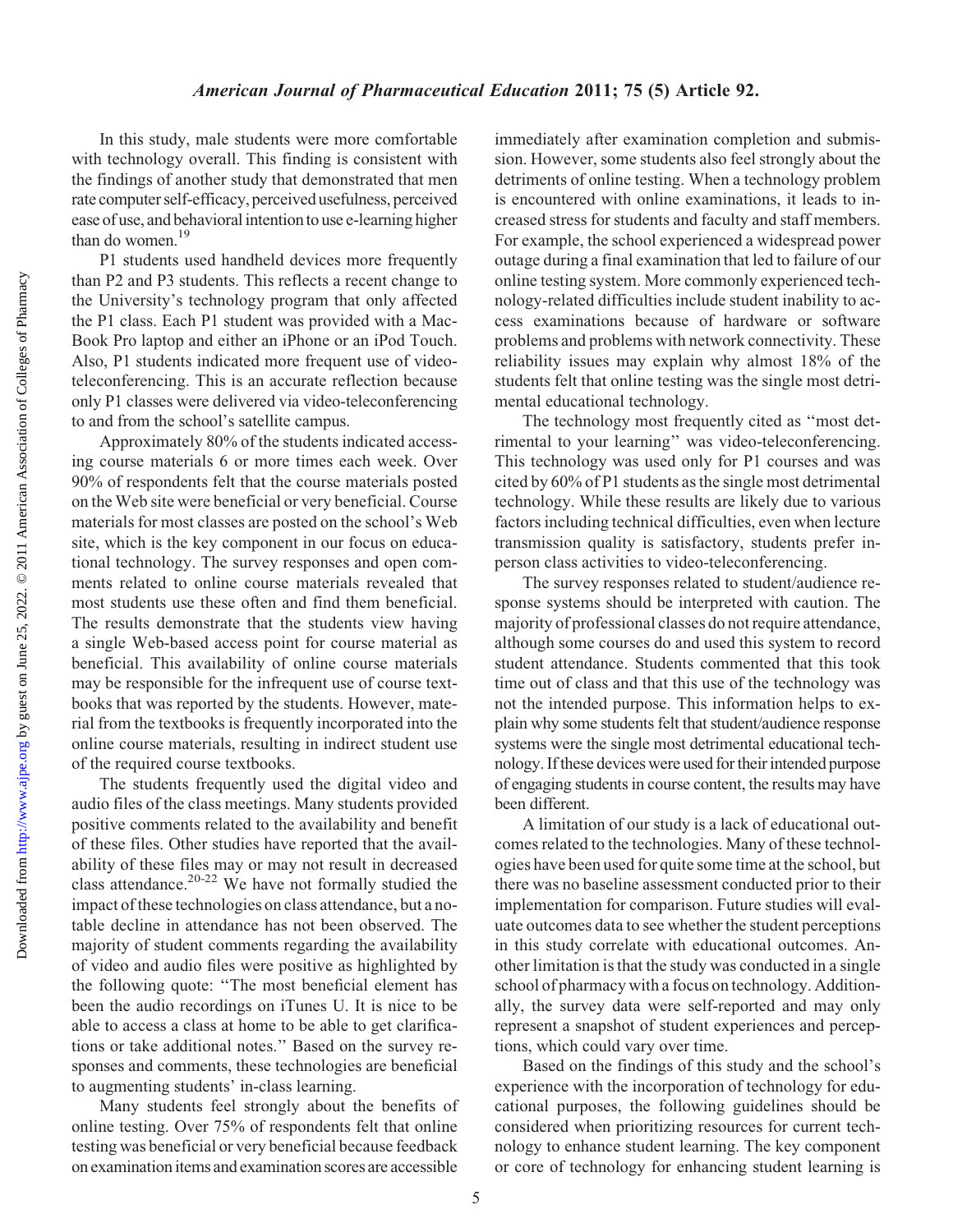In this study, male students were more comfortable with technology overall. This finding is consistent with the findings of another study that demonstrated that men rate computer self-efficacy, perceived usefulness, perceived ease of use, and behavioral intention to use e-learning higher than do women.[19]

P1 students used handheld devices more frequently than P2 and P3 students. This reflects a recent change to the University's technology program that only affected the P1 class. Each P1 student was provided with a MacBook Pro laptop and either an iPhone or an iPod Touch. Also, P1 students indicated more frequent use of video-teleconferencing. This is an accurate reflection because only P1 classes were delivered via video-teleconferencing to and from the school's satellite campus.

Approximately 80% of the students indicated accessing course materials 6 or more times each week. Over 90% of respondents felt that the course materials posted on the Web site were beneficial or very beneficial. Course materials for most classes are posted on the school's Web site, which is the key component in our focus on educational technology. The survey responses and open comments related to online course materials revealed that most students use these often and find them beneficial. The results demonstrate that the students view having a single Web-based access point for course material as beneficial. This availability of online course materials may be responsible for the infrequent use of course textbooks that was reported by the students. However, material from the textbooks is frequently incorporated into the online course materials, resulting in indirect student use of the required course textbooks.

The students frequently used the digital video and audio files of the class meetings. Many students provided positive comments related to the availability and benefit of these files. Other studies have reported that the availability of these files may or may not result in decreased class attendance.[20-22] We have not formally studied the impact of these technologies on class attendance, but a notable decline in attendance has not been observed. The majority of student comments regarding the availability of video and audio files were positive as highlighted by the following quote: "The most beneficial element has been the audio recordings on iTunes U. It is nice to be able to access a class at home to be able to get clarifications or take additional notes." Based on the survey responses and comments, these technologies are beneficial to augmenting students' in-class learning.

Many students feel strongly about the benefits of online testing. Over 75% of respondents felt that online testing was beneficial or very beneficial because feedback on examination items and examination scores are accessible immediately after examination completion and submission. However, some students also feel strongly about the detriments of online testing. When a technology problem is encountered with online examinations, it leads to increased stress for students and faculty and staff members. For example, the school experienced a widespread power outage during a final examination that led to failure of our online testing system. More commonly experienced technology-related difficulties include student inability to access examinations because of hardware or software problems and problems with network connectivity. These reliability issues may explain why almost 18% of the students felt that online testing was the single most detrimental educational technology.

The technology most frequently cited as "most detrimental to your learning" was video-teleconferencing. This technology was used only for P1 courses and was cited by 60% of P1 students as the single most detrimental technology. While these results are likely due to various factors including technical difficulties, even when lecture transmission quality is satisfactory, students prefer in-person class activities to video-teleconferencing.

The survey responses related to student/audience response systems should be interpreted with caution. The majority of professional classes do not require attendance, although some courses do and used this system to record student attendance. Students commented that this took time out of class and that this use of the technology was not the intended purpose. This information helps to explain why some students felt that student/audience response systems were the single most detrimental educational technology. If these devices were used for their intended purpose of engaging students in course content, the results may have been different.

A limitation of our study is a lack of educational outcomes related to the technologies. Many of these technologies have been used for quite some time at the school, but there was no baseline assessment conducted prior to their implementation for comparison. Future studies will evaluate outcomes data to see whether the student perceptions in this study correlate with educational outcomes. Another limitation is that the study was conducted in a single school of pharmacy with a focus on technology. Additionally, the survey data were self-reported and may only represent a snapshot of student experiences and perceptions, which could vary over time.

Based on the findings of this study and the school's experience with the incorporation of technology for educational purposes, the following guidelines should be considered when prioritizing resources for current technology to enhance student learning. The key component or core of technology for enhancing student learning is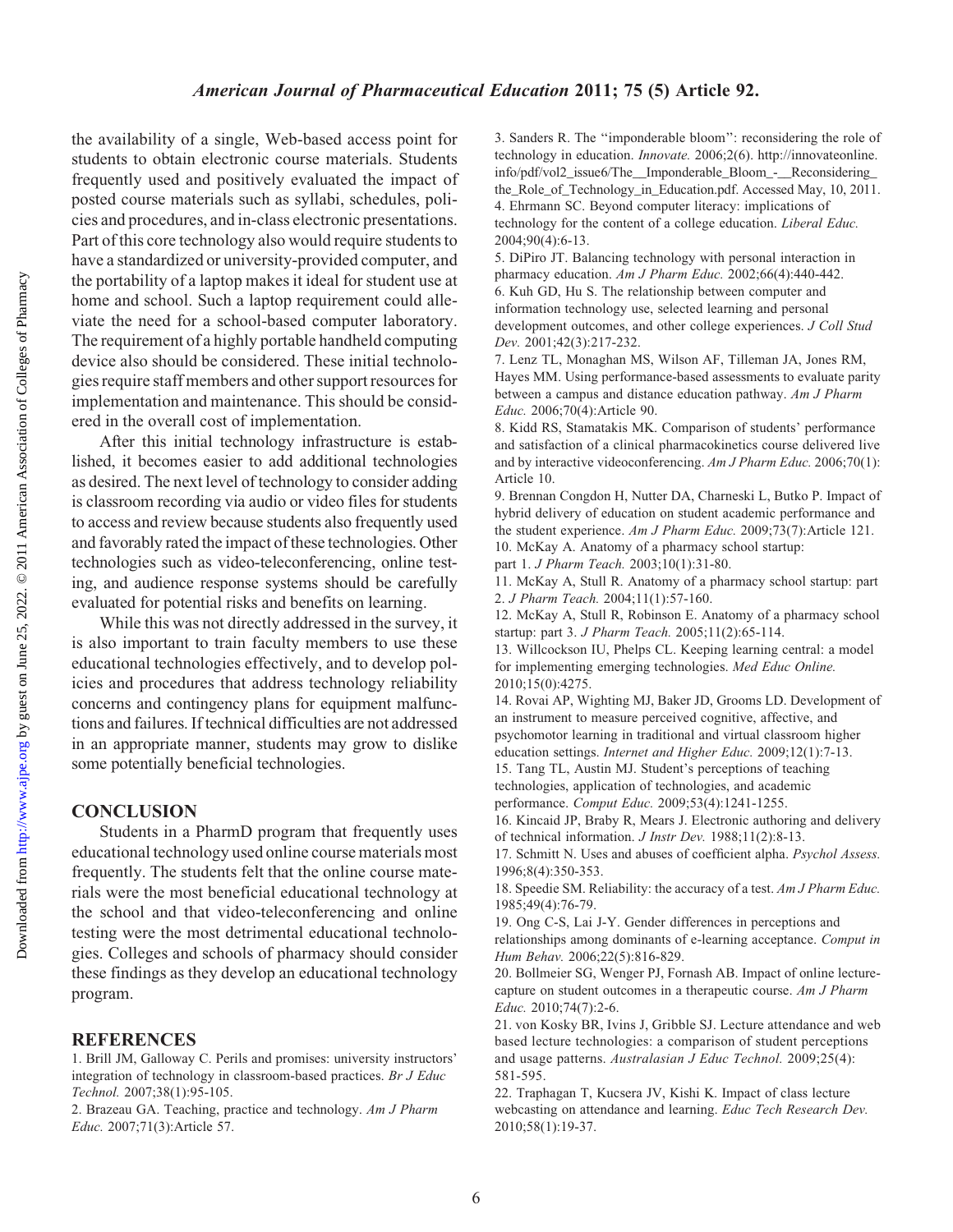the availability of a single, Web-based access point for students to obtain electronic course materials. Students frequently used and positively evaluated the impact of posted course materials such as syllabi, schedules, policies and procedures, and in-class electronic presentations. Part of this core technology also would require students to have a standardized or university-provided computer, and the portability of a laptop makes it ideal for student use at home and school. Such a laptop requirement could alleviate the need for a school-based computer laboratory. The requirement of a highly portable handheld computing device also should be considered. These initial technologies require staff members and other support resources for implementation and maintenance. This should be considered in the overall cost of implementation.

After this initial technology infrastructure is established, it becomes easier to add additional technologies as desired. The next level of technology to consider adding is classroom recording via audio or video files for students to access and review because students also frequently used and favorably rated the impact of these technologies. Other technologies such as video-teleconferencing, online testing, and audience response systems should be carefully evaluated for potential risks and benefits on learning.

While this was not directly addressed in the survey, it is also important to train faculty members to use these educational technologies effectively, and to develop policies and procedures that address technology reliability concerns and contingency plans for equipment malfunctions and failures. If technical difficulties are not addressed in an appropriate manner, students may grow to dislike some potentially beneficial technologies.

## CONCLUSION

Students in a PharmD program that frequently uses educational technology used online course materials most frequently. The students felt that the online course materials were the most beneficial educational technology at the school and that video-teleconferencing and online testing were the most detrimental educational technologies. Colleges and schools of pharmacy should consider these findings as they develop an educational technology program.

## REFERENCES

1. Brill JM, Galloway C. Perils and promises: university instructors' integration of technology in classroom-based practices. *Br J Educ Technol.* 2007;38(1):95-105.
2. Brazeau GA. Teaching, practice and technology. *Am J Pharm Educ.* 2007;71(3):Article 57.
3. Sanders R. The ''imponderable bloom'': reconsidering the role of technology in education. *Innovate.* 2006;2(6). http://innovateonline.info/pdf/vol2_issue6/The__Imponderable_Bloom_-__Reconsidering_the_Role_of_Technology_in_Education.pdf. Accessed May, 10, 2011.
4. Ehrmann SC. Beyond computer literacy: implications of technology for the content of a college education. *Liberal Educ.* 2004;90(4):6-13.
5. DiPiro JT. Balancing technology with personal interaction in pharmacy education. *Am J Pharm Educ.* 2002;66(4):440-442.
6. Kuh GD, Hu S. The relationship between computer and information technology use, selected learning and personal development outcomes, and other college experiences. *J Coll Stud Dev.* 2001;42(3):217-232.
7. Lenz TL, Monaghan MS, Wilson AF, Tilleman JA, Jones RM, Hayes MM. Using performance-based assessments to evaluate parity between a campus and distance education pathway. *Am J Pharm Educ.* 2006;70(4):Article 90.
8. Kidd RS, Stamatakis MK. Comparison of students' performance and satisfaction of a clinical pharmacokinetics course delivered live and by interactive videoconferencing. *Am J Pharm Educ.* 2006;70(1): Article 10.
9. Brennan Congdon H, Nutter DA, Charneski L, Butko P. Impact of hybrid delivery of education on student academic performance and the student experience. *Am J Pharm Educ.* 2009;73(7):Article 121.
10. McKay A. Anatomy of a pharmacy school startup: part 1. *J Pharm Teach.* 2003;10(1):31-80.
11. McKay A, Stull R. Anatomy of a pharmacy school startup: part 2. *J Pharm Teach.* 2004;11(1):57-160.
12. McKay A, Stull R, Robinson E. Anatomy of a pharmacy school startup: part 3. *J Pharm Teach.* 2005;11(2):65-114.
13. Willcockson IU, Phelps CL. Keeping learning central: a model for implementing emerging technologies. *Med Educ Online.* 2010;15(0):4275.
14. Rovai AP, Wighting MJ, Baker JD, Grooms LD. Development of an instrument to measure perceived cognitive, affective, and psychomotor learning in traditional and virtual classroom higher education settings. *Internet and Higher Educ.* 2009;12(1):7-13.
15. Tang TL, Austin MJ. Student's perceptions of teaching technologies, application of technologies, and academic performance. *Comput Educ.* 2009;53(4):1241-1255.
16. Kincaid JP, Braby R, Mears J. Electronic authoring and delivery of technical information. *J Instr Dev.* 1988;11(2):8-13.
17. Schmitt N. Uses and abuses of coefficient alpha. *Psychol Assess.* 1996;8(4):350-353.
18. Speedie SM. Reliability: the accuracy of a test. *Am J Pharm Educ.* 1985;49(4):76-79.
19. Ong C-S, Lai J-Y. Gender differences in perceptions and relationships among dominants of e-learning acceptance. *Comput in Hum Behav.* 2006;22(5):816-829.
20. Bollmeier SG, Wenger PJ, Fornash AB. Impact of online lecture-capture on student outcomes in a therapeutic course. *Am J Pharm Educ.* 2010;74(7):2-6.
21. von Kosky BR, Ivins J, Gribble SJ. Lecture attendance and web based lecture technologies: a comparison of student perceptions and usage patterns. *Australasian J Educ Technol.* 2009;25(4): 581-595.
22. Traphagan T, Kucsera JV, Kishi K. Impact of class lecture webcasting on attendance and learning. *Educ Tech Research Dev.* 2010;58(1):19-37.